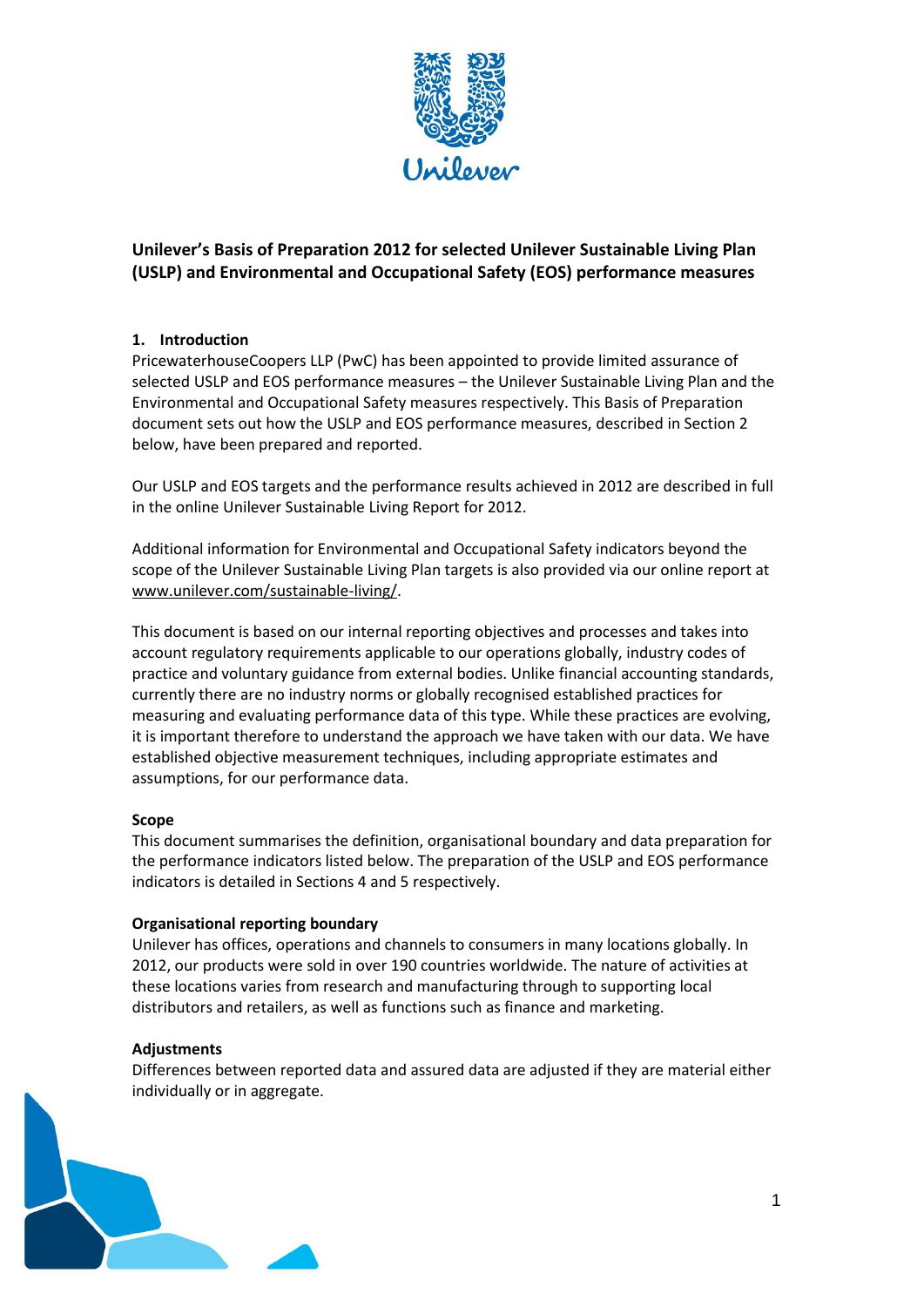# Unilever's Basis of Preparation 2012 for selected Unilever Sustainable Living Plan (USLP) and Environmental and Occupational Safety (EOS) performance measures

## 1. Introduction

PricewaterhouseCoopers LLP (PwC) has been appointed to provide limited assurance of selected USLP and EOS performance measures – the Unilever Sustainable Living Plan and the Environmental and Occupational Safety measures respectively. This Basis of Preparation document sets out how the USLP and EOS performance measures, described in Section 2 below, have been prepared and reported.

Our USLP and EOS targets and the performance results achieved in 2012 are described in full in the online Unilever Sustainable Living Report for 2012.

Additional information for Environmental and Occupational Safety indicators beyond the scope of the Unilever Sustainable Living Plan targets is also provided via our online report at www.unilever.com/sustainable-living/.

This document is based on our internal reporting objectives and processes and takes into account regulatory requirements applicable to our operations globally, industry codes of practice and voluntary guidance from external bodies. Unlike financial accounting standards, currently there are no industry norms or globally recognised established practices for measuring and evaluating performance data of this type. While these practices are evolving, it is important therefore to understand the approach we have taken with our data. We have established objective measurement techniques, including appropriate estimates and assumptions, for our performance data.

### Scope

This document summarises the definition, organisational boundary and data preparation for the performance indicators listed below. The preparation of the USLP and EOS performance indicators is detailed in Sections 4 and 5 respectively.

### Organisational reporting boundary

Unilever has offices, operations and channels to consumers in many locations globally. In 2012, our products were sold in over 190 countries worldwide. The nature of activities at these locations varies from research and manufacturing through to supporting local distributors and retailers, as well as functions such as finance and marketing.

### Adjustments

Differences between reported data and assured data are adjusted if they are material either individually or in aggregate.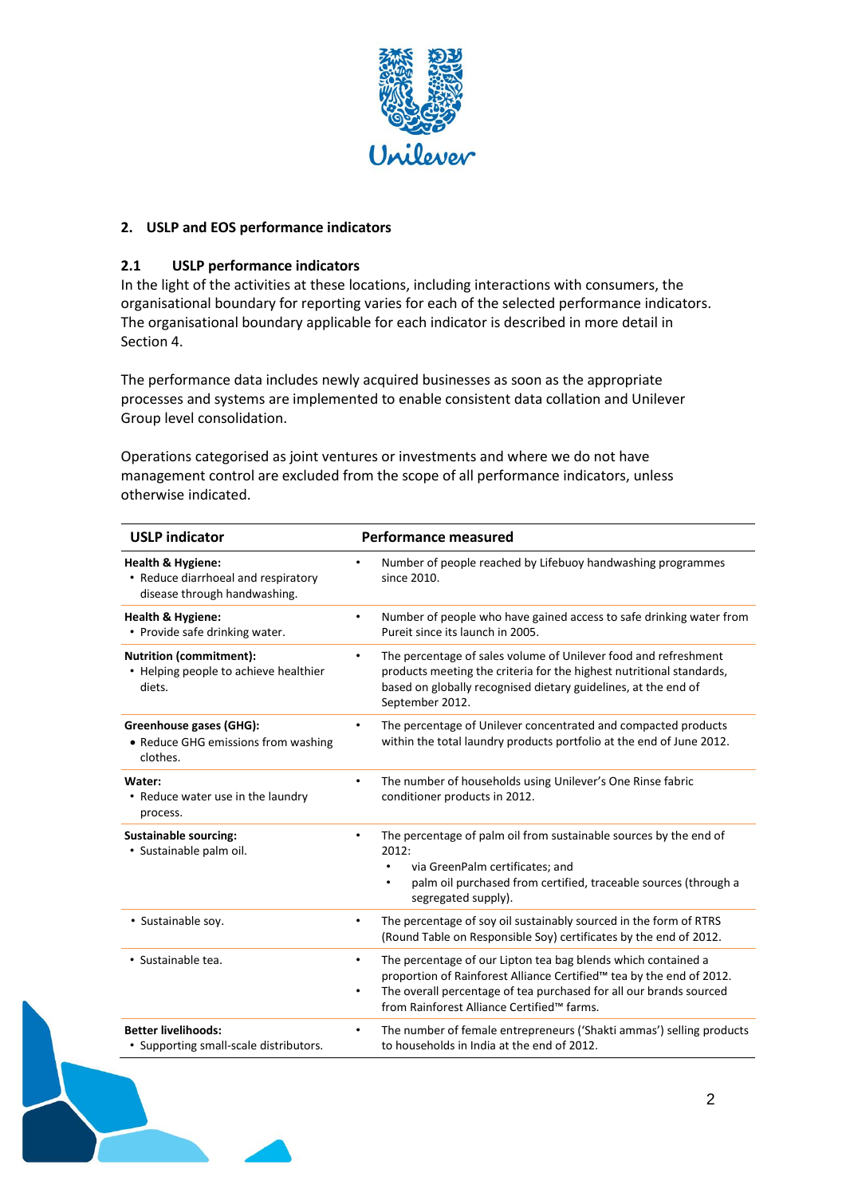## 2. USLP and EOS performance indicators

### 2.1 USLP performance indicators

In the light of the activities at these locations, including interactions with consumers, the organisational boundary for reporting varies for each of the selected performance indicators. The organisational boundary applicable for each indicator is described in more detail in Section 4.

The performance data includes newly acquired businesses as soon as the appropriate processes and systems are implemented to enable consistent data collation and Unilever Group level consolidation.

Operations categorised as joint ventures or investments and where we do not have management control are excluded from the scope of all performance indicators, unless otherwise indicated.

| USLP indicator | Performance measured |
|---|---|
| **Health & Hygiene:**<br>• Reduce diarrhoeal and respiratory disease through handwashing. | • Number of people reached by Lifebuoy handwashing programmes since 2010. |
| **Health & Hygiene:**<br>• Provide safe drinking water. | • Number of people who have gained access to safe drinking water from Pureit since its launch in 2005. |
| **Nutrition (commitment):**<br>• Helping people to achieve healthier diets. | • The percentage of sales volume of Unilever food and refreshment products meeting the criteria for the highest nutritional standards, based on globally recognised dietary guidelines, at the end of September 2012. |
| **Greenhouse gases (GHG):**<br>• Reduce GHG emissions from washing clothes. | • The percentage of Unilever concentrated and compacted products within the total laundry products portfolio at the end of June 2012. |
| **Water:**<br>• Reduce water use in the laundry process. | • The number of households using Unilever's One Rinse fabric conditioner products in 2012. |
| **Sustainable sourcing:**<br>• Sustainable palm oil. | • The percentage of palm oil from sustainable sources by the end of 2012:<br>  • via GreenPalm certificates; and<br>  • palm oil purchased from certified, traceable sources (through a segregated supply). |
| • Sustainable soy. | • The percentage of soy oil sustainably sourced in the form of RTRS (Round Table on Responsible Soy) certificates by the end of 2012. |
| • Sustainable tea. | • The percentage of our Lipton tea bag blends which contained a proportion of Rainforest Alliance Certified™ tea by the end of 2012.<br>• The overall percentage of tea purchased for all our brands sourced from Rainforest Alliance Certified™ farms. |
| **Better livelihoods:**<br>• Supporting small-scale distributors. | • The number of female entrepreneurs ('Shakti ammas') selling products to households in India at the end of 2012. |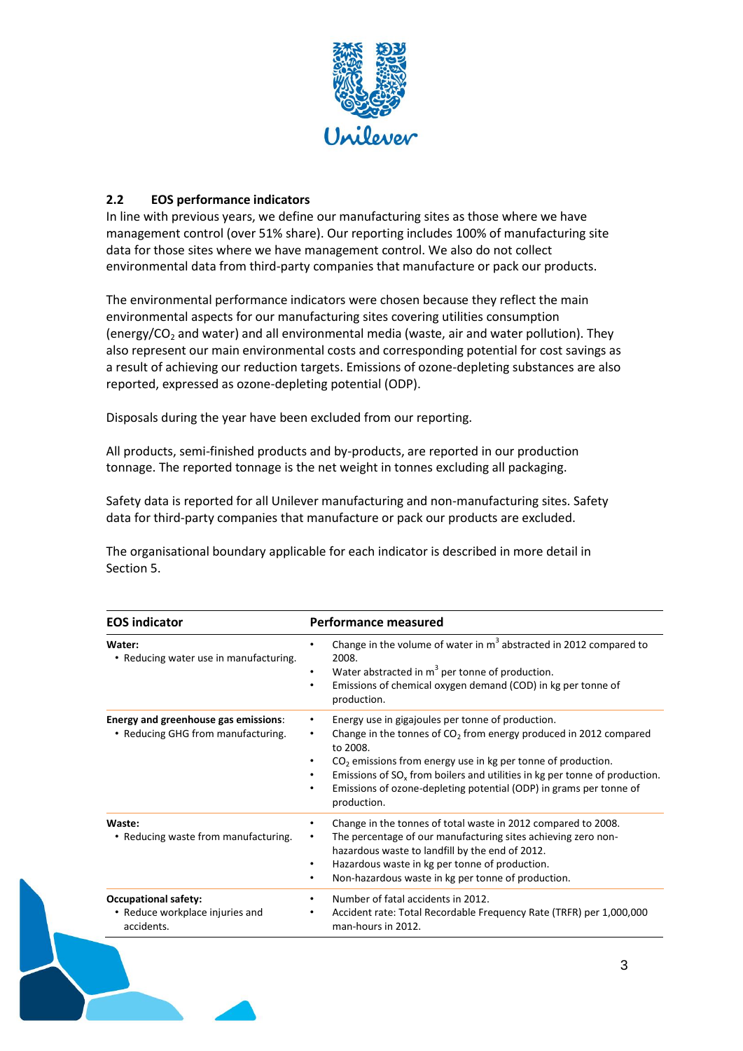## 2.2 EOS performance indicators

In line with previous years, we define our manufacturing sites as those where we have management control (over 51% share). Our reporting includes 100% of manufacturing site data for those sites where we have management control. We also do not collect environmental data from third-party companies that manufacture or pack our products.

The environmental performance indicators were chosen because they reflect the main environmental aspects for our manufacturing sites covering utilities consumption (energy/$CO_2$ and water) and all environmental media (waste, air and water pollution). They also represent our main environmental costs and corresponding potential for cost savings as a result of achieving our reduction targets. Emissions of ozone-depleting substances are also reported, expressed as ozone-depleting potential (ODP).

Disposals during the year have been excluded from our reporting.

All products, semi-finished products and by-products, are reported in our production tonnage. The reported tonnage is the net weight in tonnes excluding all packaging.

Safety data is reported for all Unilever manufacturing and non-manufacturing sites. Safety data for third-party companies that manufacture or pack our products are excluded.

The organisational boundary applicable for each indicator is described in more detail in Section 5.

| EOS indicator | Performance measured |
|---|---|
| **Water:**<br>• Reducing water use in manufacturing. | • Change in the volume of water in $m^3$ abstracted in 2012 compared to 2008.<br>• Water abstracted in $m^3$ per tonne of production.<br>• Emissions of chemical oxygen demand (COD) in kg per tonne of production. |
| **Energy and greenhouse gas emissions**:<br>• Reducing GHG from manufacturing. | • Energy use in gigajoules per tonne of production.<br>• Change in the tonnes of $CO_2$ from energy produced in 2012 compared to 2008.<br>• $CO_2$ emissions from energy use in kg per tonne of production.<br>• Emissions of $SO_x$ from boilers and utilities in kg per tonne of production.<br>• Emissions of ozone-depleting potential (ODP) in grams per tonne of production. |
| **Waste:**<br>• Reducing waste from manufacturing. | • Change in the tonnes of total waste in 2012 compared to 2008.<br>• The percentage of our manufacturing sites achieving zero non-hazardous waste to landfill by the end of 2012.<br>• Hazardous waste in kg per tonne of production.<br>• Non-hazardous waste in kg per tonne of production. |
| **Occupational safety:**<br>• Reduce workplace injuries and accidents. | • Number of fatal accidents in 2012.<br>• Accident rate: Total Recordable Frequency Rate (TRFR) per 1,000,000 man-hours in 2012. |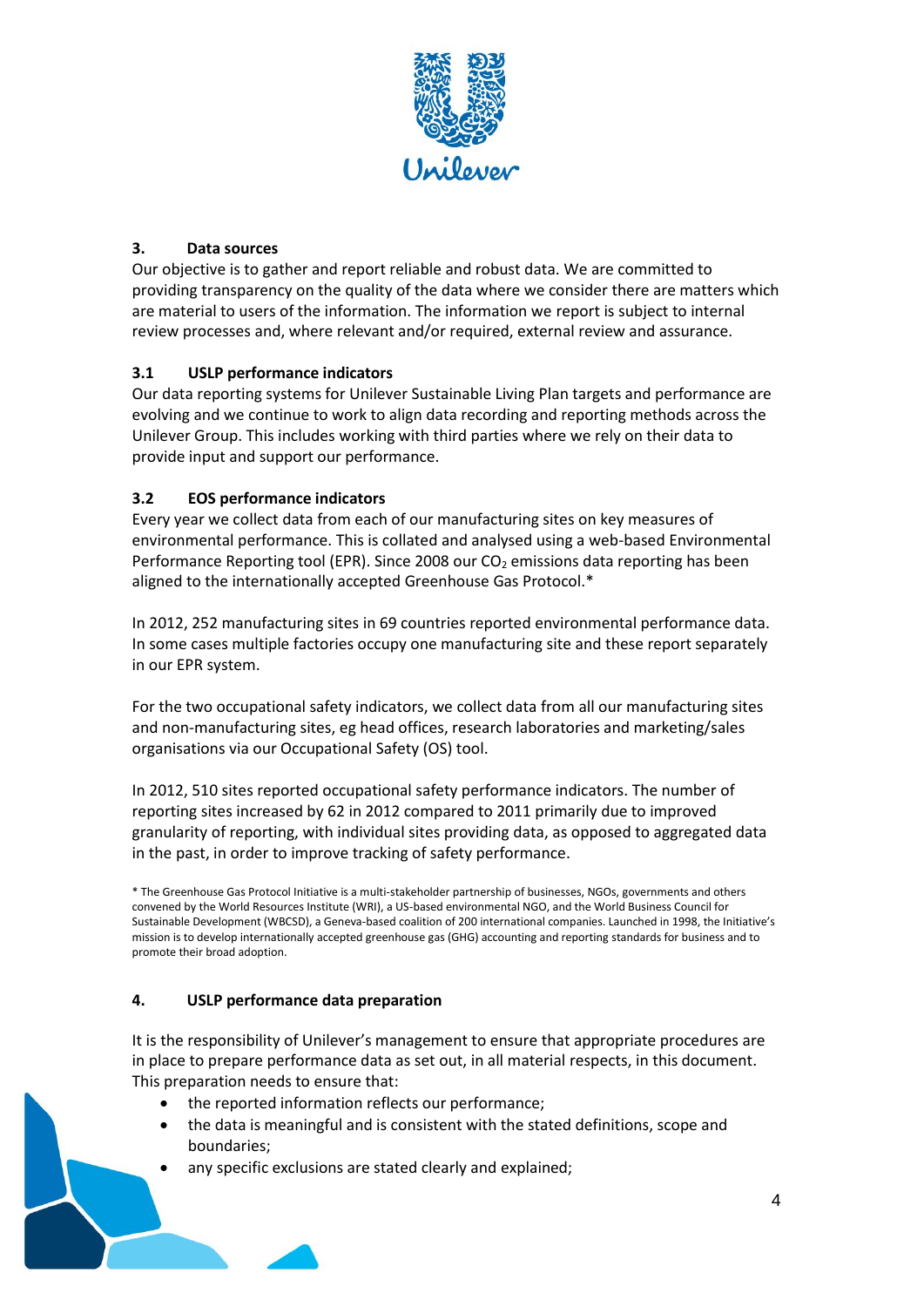## 3. Data sources

Our objective is to gather and report reliable and robust data. We are committed to providing transparency on the quality of the data where we consider there are matters which are material to users of the information. The information we report is subject to internal review processes and, where relevant and/or required, external review and assurance.

### 3.1 USLP performance indicators

Our data reporting systems for Unilever Sustainable Living Plan targets and performance are evolving and we continue to work to align data recording and reporting methods across the Unilever Group. This includes working with third parties where we rely on their data to provide input and support our performance.

### 3.2 EOS performance indicators

Every year we collect data from each of our manufacturing sites on key measures of environmental performance. This is collated and analysed using a web-based Environmental Performance Reporting tool (EPR). Since 2008 our $CO_2$ emissions data reporting has been aligned to the internationally accepted Greenhouse Gas Protocol.*

In 2012, 252 manufacturing sites in 69 countries reported environmental performance data. In some cases multiple factories occupy one manufacturing site and these report separately in our EPR system.

For the two occupational safety indicators, we collect data from all our manufacturing sites and non-manufacturing sites, eg head offices, research laboratories and marketing/sales organisations via our Occupational Safety (OS) tool.

In 2012, 510 sites reported occupational safety performance indicators. The number of reporting sites increased by 62 in 2012 compared to 2011 primarily due to improved granularity of reporting, with individual sites providing data, as opposed to aggregated data in the past, in order to improve tracking of safety performance.

* The Greenhouse Gas Protocol Initiative is a multi-stakeholder partnership of businesses, NGOs, governments and others convened by the World Resources Institute (WRI), a US-based environmental NGO, and the World Business Council for Sustainable Development (WBCSD), a Geneva-based coalition of 200 international companies. Launched in 1998, the Initiative's mission is to develop internationally accepted greenhouse gas (GHG) accounting and reporting standards for business and to promote their broad adoption.

## 4. USLP performance data preparation

It is the responsibility of Unilever's management to ensure that appropriate procedures are in place to prepare performance data as set out, in all material respects, in this document. This preparation needs to ensure that:

- the reported information reflects our performance;
- the data is meaningful and is consistent with the stated definitions, scope and boundaries;
- any specific exclusions are stated clearly and explained;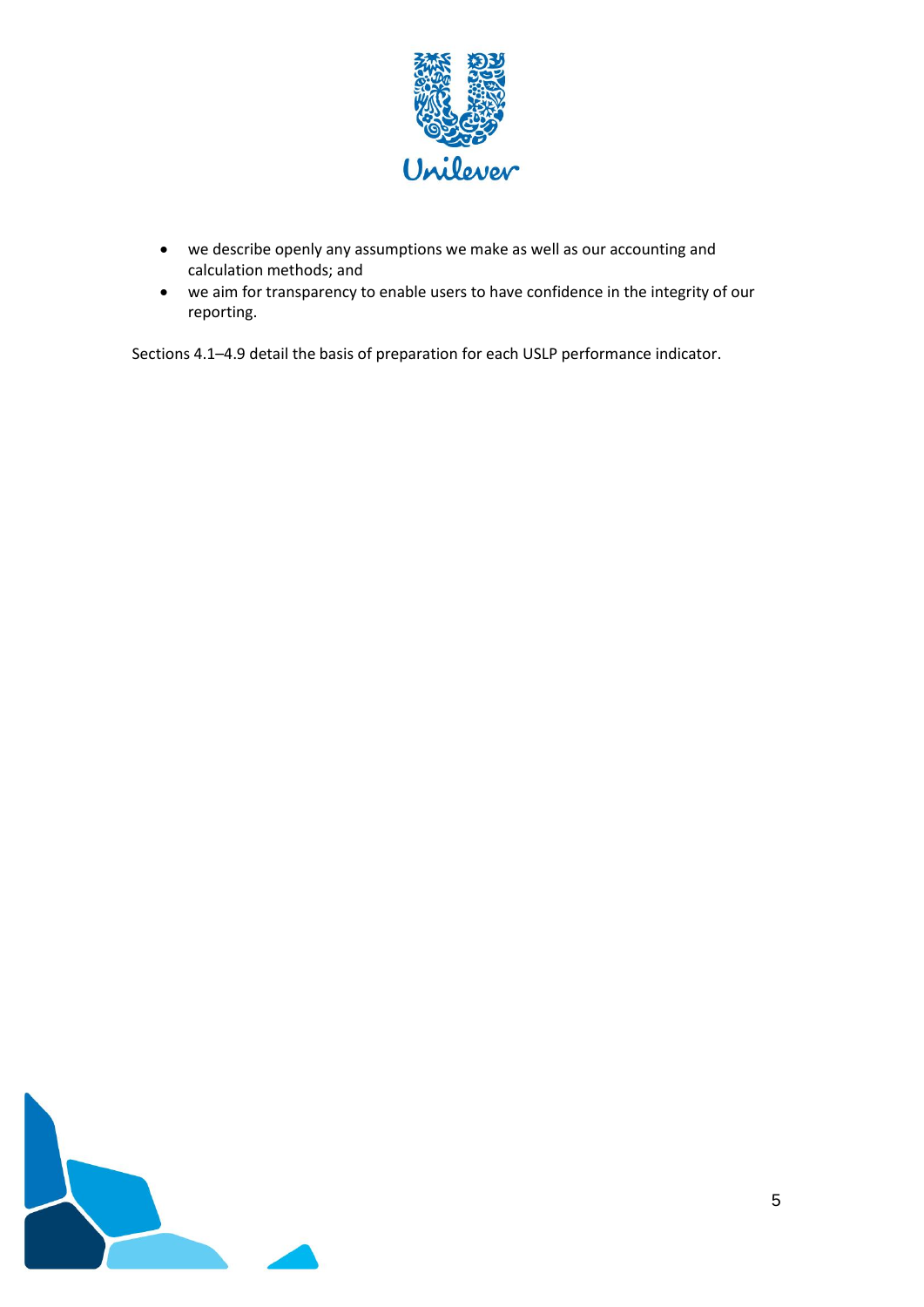- we describe openly any assumptions we make as well as our accounting and calculation methods; and
- we aim for transparency to enable users to have confidence in the integrity of our reporting.

Sections 4.1–4.9 detail the basis of preparation for each USLP performance indicator.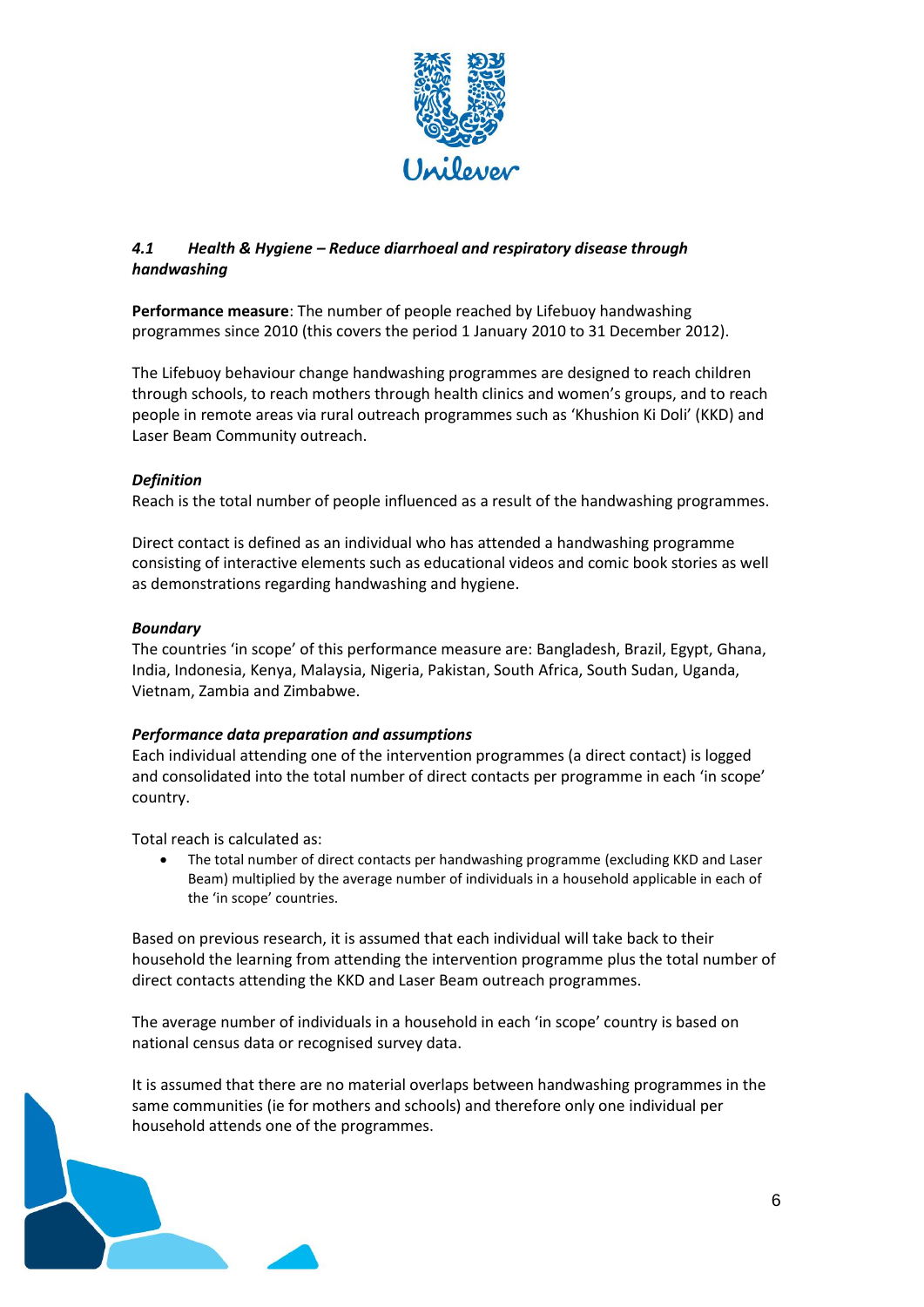### *4.1 Health & Hygiene – Reduce diarrhoeal and respiratory disease through handwashing*

**Performance measure**: The number of people reached by Lifebuoy handwashing programmes since 2010 (this covers the period 1 January 2010 to 31 December 2012).

The Lifebuoy behaviour change handwashing programmes are designed to reach children through schools, to reach mothers through health clinics and women's groups, and to reach people in remote areas via rural outreach programmes such as 'Khushion Ki Doli' (KKD) and Laser Beam Community outreach.

***Definition***

Reach is the total number of people influenced as a result of the handwashing programmes.

Direct contact is defined as an individual who has attended a handwashing programme consisting of interactive elements such as educational videos and comic book stories as well as demonstrations regarding handwashing and hygiene.

***Boundary***

The countries 'in scope' of this performance measure are: Bangladesh, Brazil, Egypt, Ghana, India, Indonesia, Kenya, Malaysia, Nigeria, Pakistan, South Africa, South Sudan, Uganda, Vietnam, Zambia and Zimbabwe.

***Performance data preparation and assumptions***

Each individual attending one of the intervention programmes (a direct contact) is logged and consolidated into the total number of direct contacts per programme in each 'in scope' country.

Total reach is calculated as:

- The total number of direct contacts per handwashing programme (excluding KKD and Laser Beam) multiplied by the average number of individuals in a household applicable in each of the 'in scope' countries.

Based on previous research, it is assumed that each individual will take back to their household the learning from attending the intervention programme plus the total number of direct contacts attending the KKD and Laser Beam outreach programmes.

The average number of individuals in a household in each 'in scope' country is based on national census data or recognised survey data.

It is assumed that there are no material overlaps between handwashing programmes in the same communities (ie for mothers and schools) and therefore only one individual per household attends one of the programmes.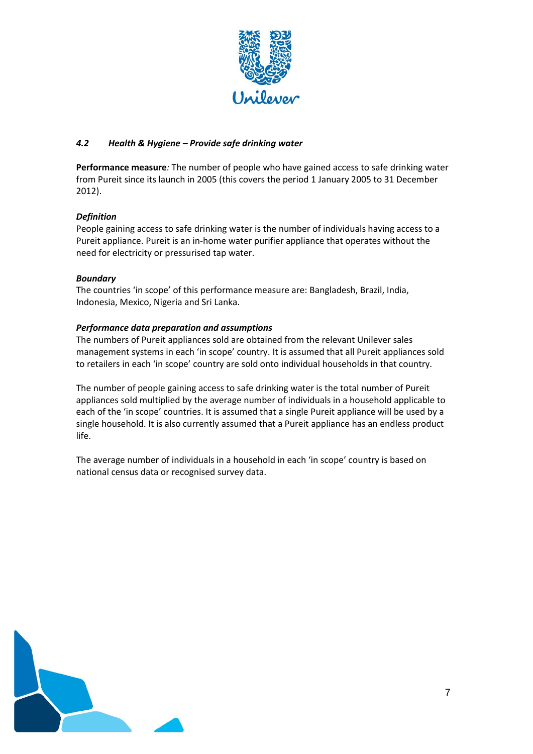### *4.2 Health & Hygiene – Provide safe drinking water*

**Performance measure***:* The number of people who have gained access to safe drinking water from Pureit since its launch in 2005 (this covers the period 1 January 2005 to 31 December 2012).

***Definition***

People gaining access to safe drinking water is the number of individuals having access to a Pureit appliance. Pureit is an in-home water purifier appliance that operates without the need for electricity or pressurised tap water.

***Boundary***

The countries 'in scope' of this performance measure are: Bangladesh, Brazil, India, Indonesia, Mexico, Nigeria and Sri Lanka.

***Performance data preparation and assumptions***

The numbers of Pureit appliances sold are obtained from the relevant Unilever sales management systems in each 'in scope' country. It is assumed that all Pureit appliances sold to retailers in each 'in scope' country are sold onto individual households in that country.

The number of people gaining access to safe drinking water is the total number of Pureit appliances sold multiplied by the average number of individuals in a household applicable to each of the 'in scope' countries. It is assumed that a single Pureit appliance will be used by a single household. It is also currently assumed that a Pureit appliance has an endless product life.

The average number of individuals in a household in each 'in scope' country is based on national census data or recognised survey data.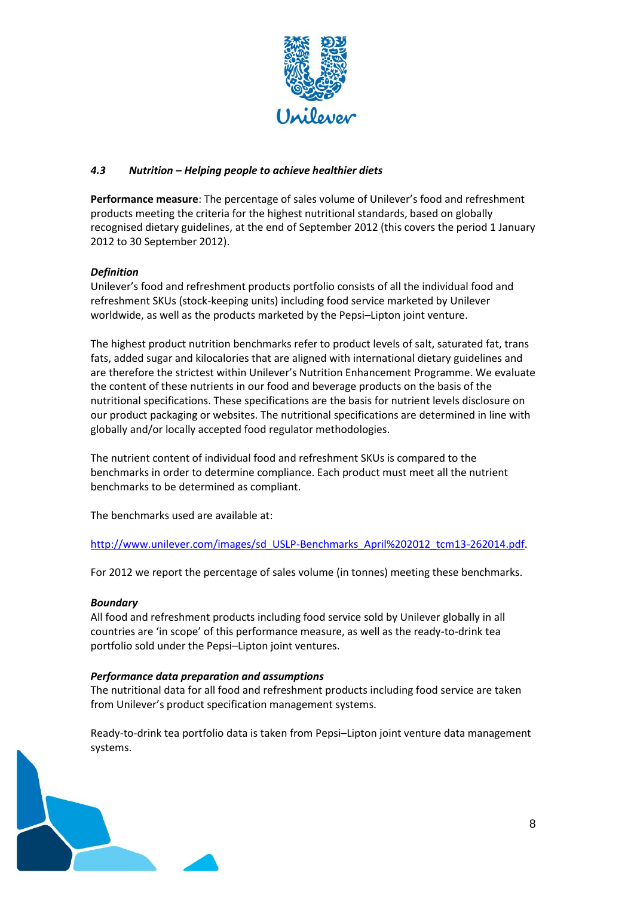### *4.3 Nutrition – Helping people to achieve healthier diets*

**Performance measure**: The percentage of sales volume of Unilever's food and refreshment products meeting the criteria for the highest nutritional standards, based on globally recognised dietary guidelines, at the end of September 2012 (this covers the period 1 January 2012 to 30 September 2012).

***Definition***

Unilever's food and refreshment products portfolio consists of all the individual food and refreshment SKUs (stock-keeping units) including food service marketed by Unilever worldwide, as well as the products marketed by the Pepsi–Lipton joint venture.

The highest product nutrition benchmarks refer to product levels of salt, saturated fat, trans fats, added sugar and kilocalories that are aligned with international dietary guidelines and are therefore the strictest within Unilever's Nutrition Enhancement Programme. We evaluate the content of these nutrients in our food and beverage products on the basis of the nutritional specifications. These specifications are the basis for nutrient levels disclosure on our product packaging or websites. The nutritional specifications are determined in line with globally and/or locally accepted food regulator methodologies.

The nutrient content of individual food and refreshment SKUs is compared to the benchmarks in order to determine compliance. Each product must meet all the nutrient benchmarks to be determined as compliant.

The benchmarks used are available at:

http://www.unilever.com/images/sd_USLP-Benchmarks_April%202012_tcm13-262014.pdf.

For 2012 we report the percentage of sales volume (in tonnes) meeting these benchmarks.

***Boundary***

All food and refreshment products including food service sold by Unilever globally in all countries are 'in scope' of this performance measure, as well as the ready-to-drink tea portfolio sold under the Pepsi–Lipton joint ventures.

***Performance data preparation and assumptions***

The nutritional data for all food and refreshment products including food service are taken from Unilever's product specification management systems.

Ready-to-drink tea portfolio data is taken from Pepsi–Lipton joint venture data management systems.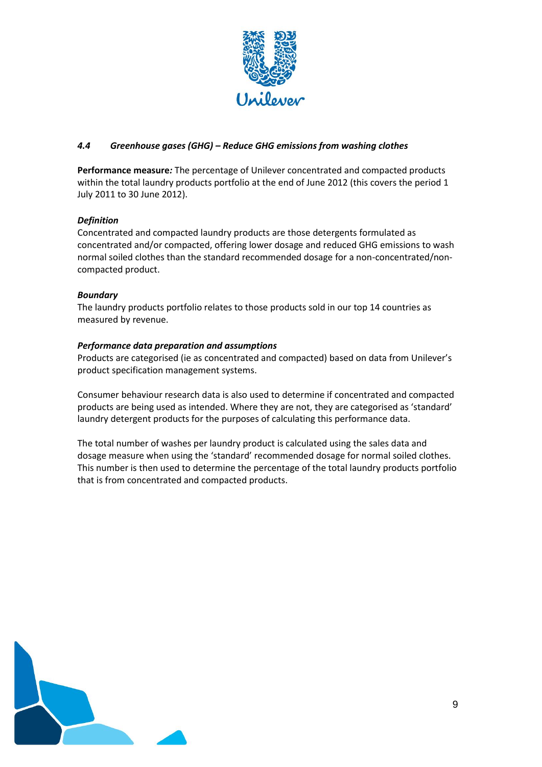### *4.4 Greenhouse gases (GHG) – Reduce GHG emissions from washing clothes*

**Performance measure*:*** The percentage of Unilever concentrated and compacted products within the total laundry products portfolio at the end of June 2012 (this covers the period 1 July 2011 to 30 June 2012).

***Definition***

Concentrated and compacted laundry products are those detergents formulated as concentrated and/or compacted, offering lower dosage and reduced GHG emissions to wash normal soiled clothes than the standard recommended dosage for a non-concentrated/non-compacted product.

***Boundary***

The laundry products portfolio relates to those products sold in our top 14 countries as measured by revenue.

***Performance data preparation and assumptions***

Products are categorised (ie as concentrated and compacted) based on data from Unilever's product specification management systems.

Consumer behaviour research data is also used to determine if concentrated and compacted products are being used as intended. Where they are not, they are categorised as 'standard' laundry detergent products for the purposes of calculating this performance data.

The total number of washes per laundry product is calculated using the sales data and dosage measure when using the 'standard' recommended dosage for normal soiled clothes. This number is then used to determine the percentage of the total laundry products portfolio that is from concentrated and compacted products.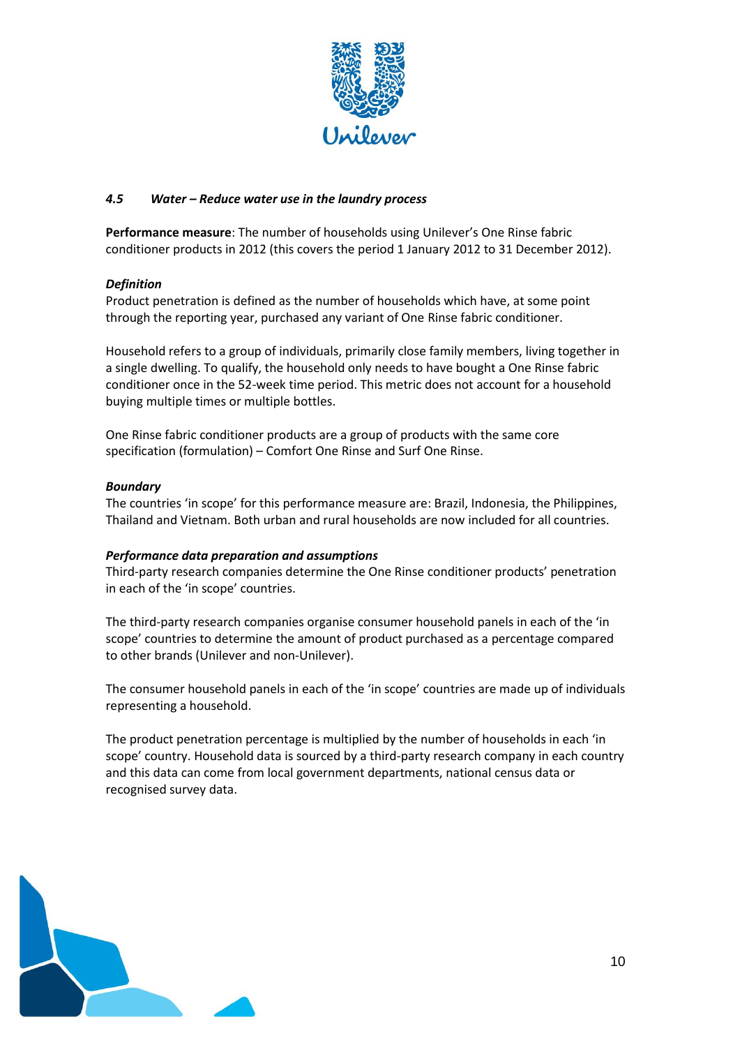### *4.5 Water – Reduce water use in the laundry process*

**Performance measure**: The number of households using Unilever's One Rinse fabric conditioner products in 2012 (this covers the period 1 January 2012 to 31 December 2012).

***Definition***

Product penetration is defined as the number of households which have, at some point through the reporting year, purchased any variant of One Rinse fabric conditioner.

Household refers to a group of individuals, primarily close family members, living together in a single dwelling. To qualify, the household only needs to have bought a One Rinse fabric conditioner once in the 52-week time period. This metric does not account for a household buying multiple times or multiple bottles.

One Rinse fabric conditioner products are a group of products with the same core specification (formulation) – Comfort One Rinse and Surf One Rinse.

***Boundary***

The countries 'in scope' for this performance measure are: Brazil, Indonesia, the Philippines, Thailand and Vietnam. Both urban and rural households are now included for all countries.

***Performance data preparation and assumptions***

Third-party research companies determine the One Rinse conditioner products' penetration in each of the 'in scope' countries.

The third-party research companies organise consumer household panels in each of the 'in scope' countries to determine the amount of product purchased as a percentage compared to other brands (Unilever and non-Unilever).

The consumer household panels in each of the 'in scope' countries are made up of individuals representing a household.

The product penetration percentage is multiplied by the number of households in each 'in scope' country. Household data is sourced by a third-party research company in each country and this data can come from local government departments, national census data or recognised survey data.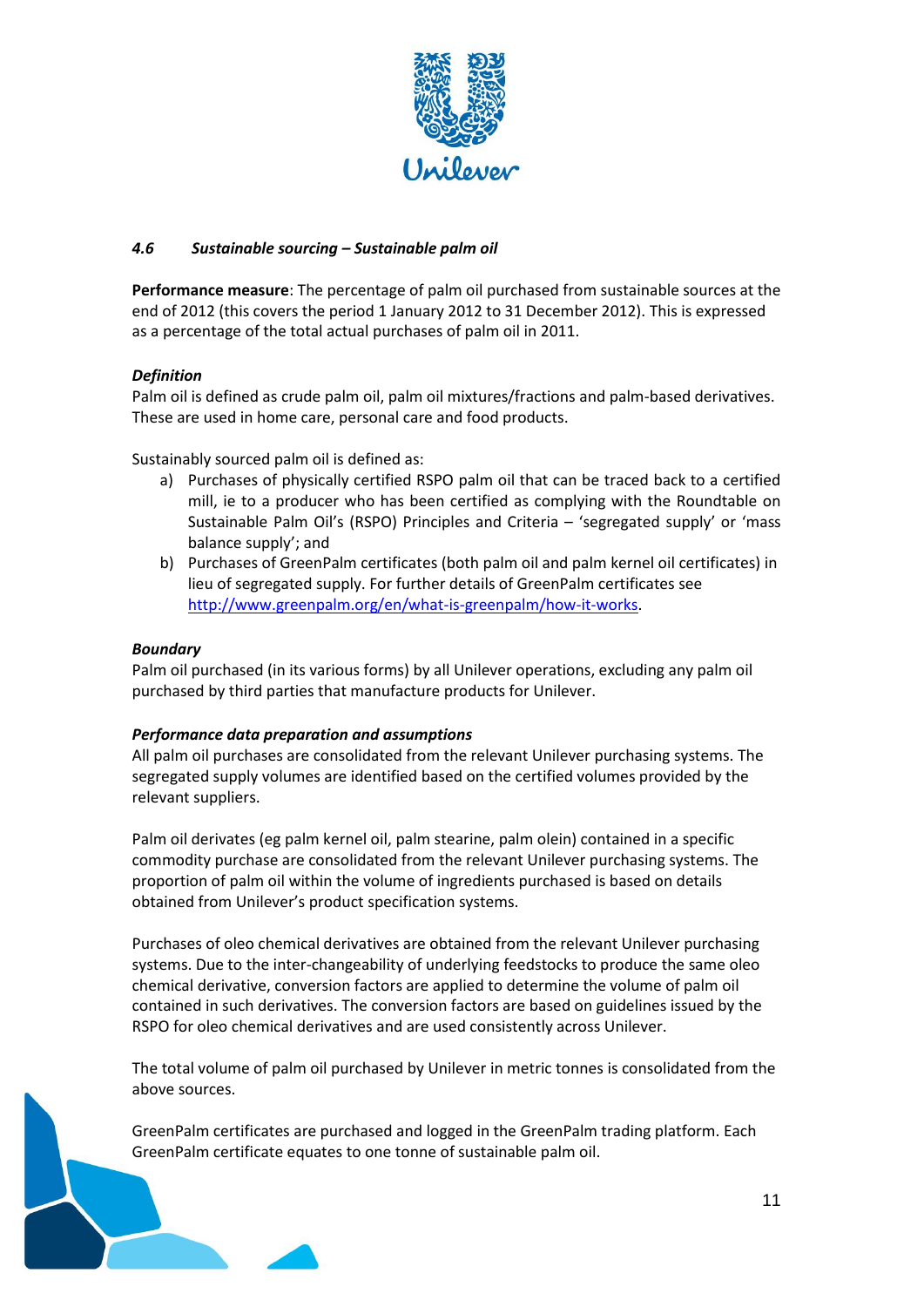### *4.6 Sustainable sourcing – Sustainable palm oil*

**Performance measure**: The percentage of palm oil purchased from sustainable sources at the end of 2012 (this covers the period 1 January 2012 to 31 December 2012). This is expressed as a percentage of the total actual purchases of palm oil in 2011.

***Definition***

Palm oil is defined as crude palm oil, palm oil mixtures/fractions and palm-based derivatives. These are used in home care, personal care and food products.

Sustainably sourced palm oil is defined as:

a) Purchases of physically certified RSPO palm oil that can be traced back to a certified mill, ie to a producer who has been certified as complying with the Roundtable on Sustainable Palm Oil's (RSPO) Principles and Criteria – 'segregated supply' or 'mass balance supply'; and
b) Purchases of GreenPalm certificates (both palm oil and palm kernel oil certificates) in lieu of segregated supply. For further details of GreenPalm certificates see http://www.greenpalm.org/en/what-is-greenpalm/how-it-works.

***Boundary***

Palm oil purchased (in its various forms) by all Unilever operations, excluding any palm oil purchased by third parties that manufacture products for Unilever.

***Performance data preparation and assumptions***

All palm oil purchases are consolidated from the relevant Unilever purchasing systems. The segregated supply volumes are identified based on the certified volumes provided by the relevant suppliers.

Palm oil derivates (eg palm kernel oil, palm stearine, palm olein) contained in a specific commodity purchase are consolidated from the relevant Unilever purchasing systems. The proportion of palm oil within the volume of ingredients purchased is based on details obtained from Unilever's product specification systems.

Purchases of oleo chemical derivatives are obtained from the relevant Unilever purchasing systems. Due to the inter-changeability of underlying feedstocks to produce the same oleo chemical derivative, conversion factors are applied to determine the volume of palm oil contained in such derivatives. The conversion factors are based on guidelines issued by the RSPO for oleo chemical derivatives and are used consistently across Unilever.

The total volume of palm oil purchased by Unilever in metric tonnes is consolidated from the above sources.

GreenPalm certificates are purchased and logged in the GreenPalm trading platform. Each GreenPalm certificate equates to one tonne of sustainable palm oil.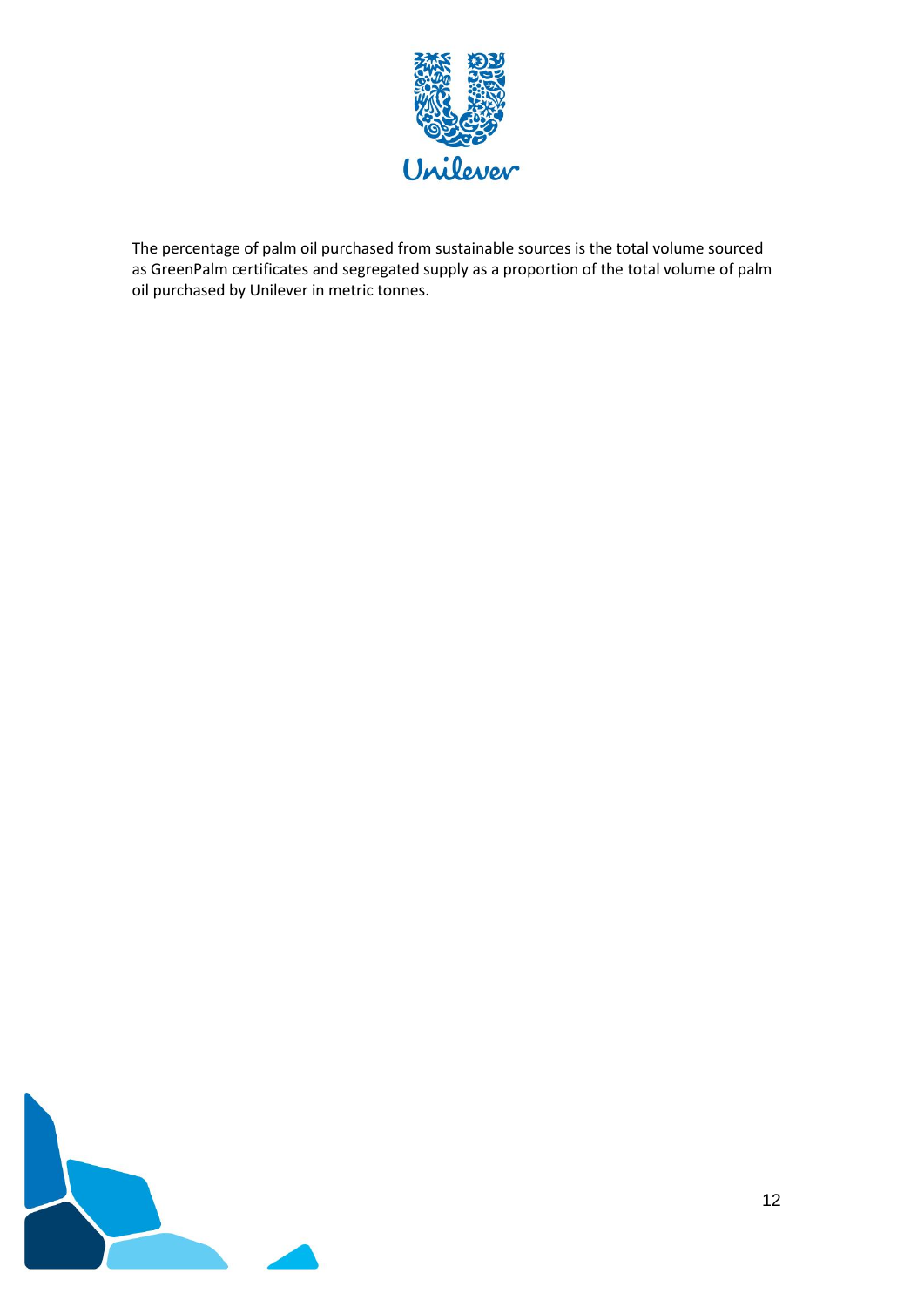The percentage of palm oil purchased from sustainable sources is the total volume sourced as GreenPalm certificates and segregated supply as a proportion of the total volume of palm oil purchased by Unilever in metric tonnes.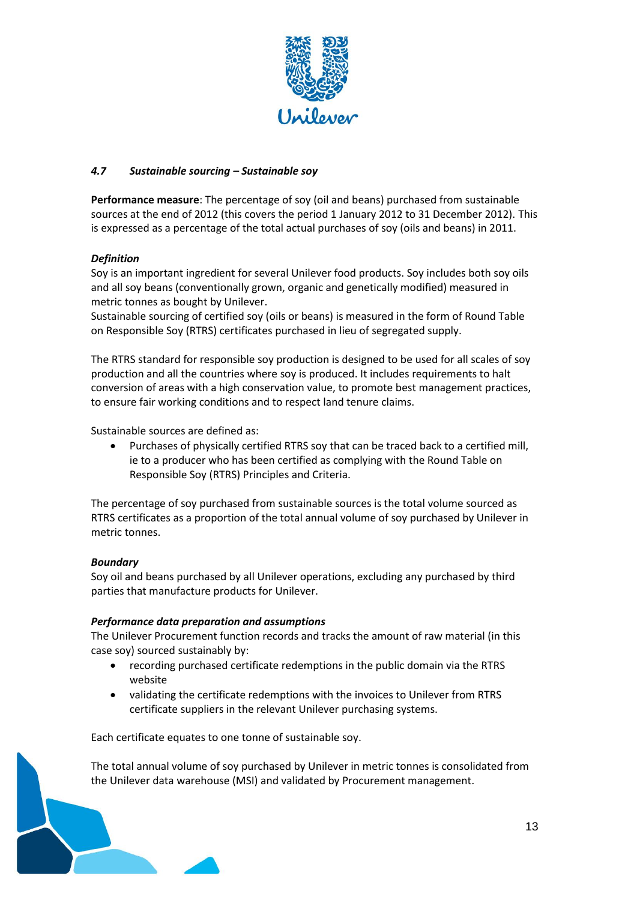### *4.7 Sustainable sourcing – Sustainable soy*

**Performance measure**: The percentage of soy (oil and beans) purchased from sustainable sources at the end of 2012 (this covers the period 1 January 2012 to 31 December 2012). This is expressed as a percentage of the total actual purchases of soy (oils and beans) in 2011.

***Definition***

Soy is an important ingredient for several Unilever food products. Soy includes both soy oils and all soy beans (conventionally grown, organic and genetically modified) measured in metric tonnes as bought by Unilever.

Sustainable sourcing of certified soy (oils or beans) is measured in the form of Round Table on Responsible Soy (RTRS) certificates purchased in lieu of segregated supply.

The RTRS standard for responsible soy production is designed to be used for all scales of soy production and all the countries where soy is produced. It includes requirements to halt conversion of areas with a high conservation value, to promote best management practices, to ensure fair working conditions and to respect land tenure claims.

Sustainable sources are defined as:

- Purchases of physically certified RTRS soy that can be traced back to a certified mill, ie to a producer who has been certified as complying with the Round Table on Responsible Soy (RTRS) Principles and Criteria.

The percentage of soy purchased from sustainable sources is the total volume sourced as RTRS certificates as a proportion of the total annual volume of soy purchased by Unilever in metric tonnes.

***Boundary***

Soy oil and beans purchased by all Unilever operations, excluding any purchased by third parties that manufacture products for Unilever.

***Performance data preparation and assumptions***

The Unilever Procurement function records and tracks the amount of raw material (in this case soy) sourced sustainably by:

- recording purchased certificate redemptions in the public domain via the RTRS website
- validating the certificate redemptions with the invoices to Unilever from RTRS certificate suppliers in the relevant Unilever purchasing systems.

Each certificate equates to one tonne of sustainable soy.

The total annual volume of soy purchased by Unilever in metric tonnes is consolidated from the Unilever data warehouse (MSI) and validated by Procurement management.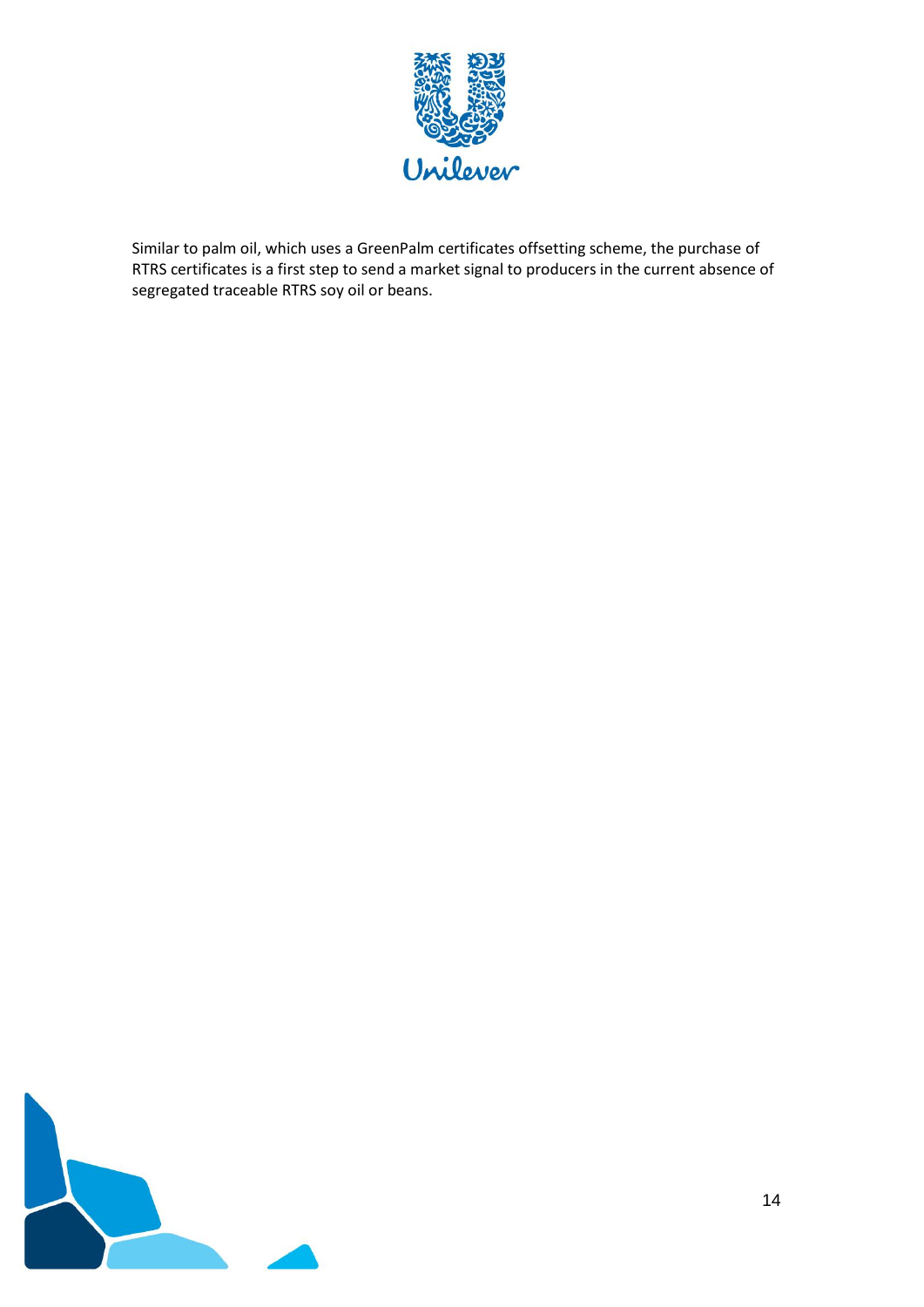Similar to palm oil, which uses a GreenPalm certificates offsetting scheme, the purchase of RTRS certificates is a first step to send a market signal to producers in the current absence of segregated traceable RTRS soy oil or beans.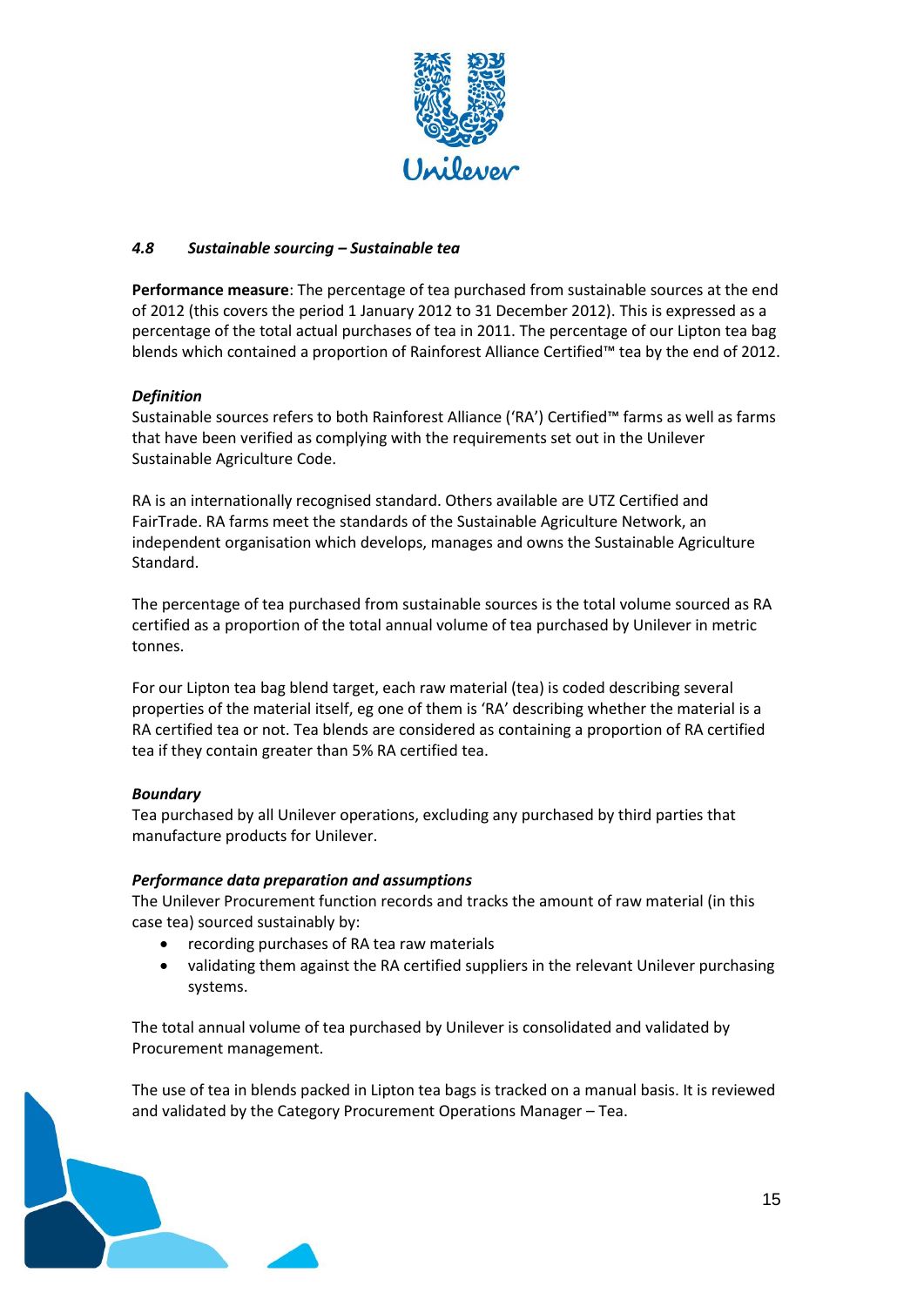### *4.8 Sustainable sourcing – Sustainable tea*

**Performance measure**: The percentage of tea purchased from sustainable sources at the end of 2012 (this covers the period 1 January 2012 to 31 December 2012). This is expressed as a percentage of the total actual purchases of tea in 2011. The percentage of our Lipton tea bag blends which contained a proportion of Rainforest Alliance Certified™ tea by the end of 2012.

***Definition***

Sustainable sources refers to both Rainforest Alliance ('RA') Certified™ farms as well as farms that have been verified as complying with the requirements set out in the Unilever Sustainable Agriculture Code.

RA is an internationally recognised standard. Others available are UTZ Certified and FairTrade. RA farms meet the standards of the Sustainable Agriculture Network, an independent organisation which develops, manages and owns the Sustainable Agriculture Standard.

The percentage of tea purchased from sustainable sources is the total volume sourced as RA certified as a proportion of the total annual volume of tea purchased by Unilever in metric tonnes.

For our Lipton tea bag blend target, each raw material (tea) is coded describing several properties of the material itself, eg one of them is 'RA' describing whether the material is a RA certified tea or not. Tea blends are considered as containing a proportion of RA certified tea if they contain greater than 5% RA certified tea.

***Boundary***

Tea purchased by all Unilever operations, excluding any purchased by third parties that manufacture products for Unilever.

***Performance data preparation and assumptions***

The Unilever Procurement function records and tracks the amount of raw material (in this case tea) sourced sustainably by:

- recording purchases of RA tea raw materials
- validating them against the RA certified suppliers in the relevant Unilever purchasing systems.

The total annual volume of tea purchased by Unilever is consolidated and validated by Procurement management.

The use of tea in blends packed in Lipton tea bags is tracked on a manual basis. It is reviewed and validated by the Category Procurement Operations Manager – Tea.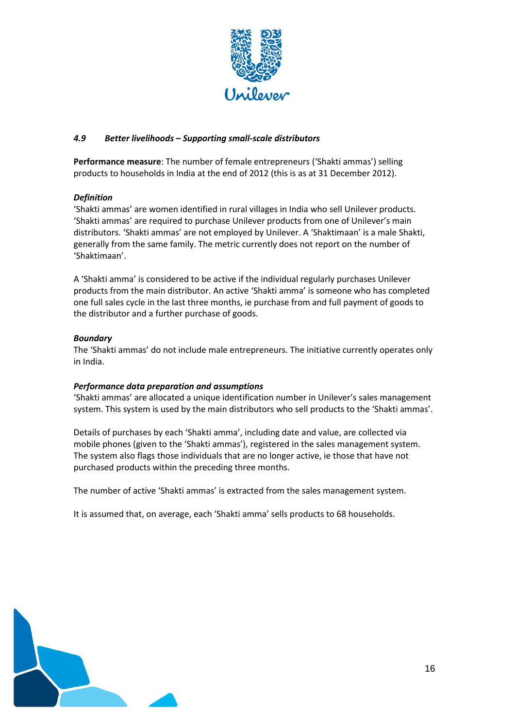### *4.9 Better livelihoods – Supporting small-scale distributors*

**Performance measure**: The number of female entrepreneurs ('Shakti ammas') selling products to households in India at the end of 2012 (this is as at 31 December 2012).

***Definition***

'Shakti ammas' are women identified in rural villages in India who sell Unilever products. 'Shakti ammas' are required to purchase Unilever products from one of Unilever's main distributors. 'Shakti ammas' are not employed by Unilever. A 'Shaktimaan' is a male Shakti, generally from the same family. The metric currently does not report on the number of 'Shaktimaan'.

A 'Shakti amma' is considered to be active if the individual regularly purchases Unilever products from the main distributor. An active 'Shakti amma' is someone who has completed one full sales cycle in the last three months, ie purchase from and full payment of goods to the distributor and a further purchase of goods.

***Boundary***

The 'Shakti ammas' do not include male entrepreneurs. The initiative currently operates only in India.

***Performance data preparation and assumptions***

'Shakti ammas' are allocated a unique identification number in Unilever's sales management system. This system is used by the main distributors who sell products to the 'Shakti ammas'.

Details of purchases by each 'Shakti amma', including date and value, are collected via mobile phones (given to the 'Shakti ammas'), registered in the sales management system. The system also flags those individuals that are no longer active, ie those that have not purchased products within the preceding three months.

The number of active 'Shakti ammas' is extracted from the sales management system.

It is assumed that, on average, each 'Shakti amma' sells products to 68 households.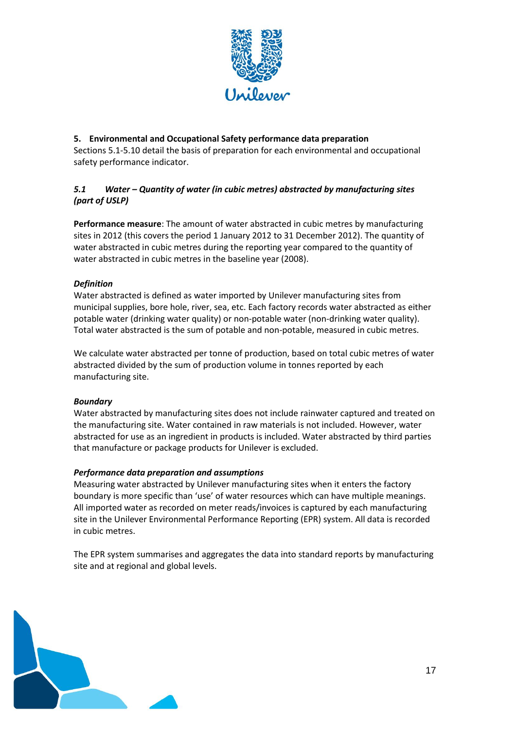## 5. Environmental and Occupational Safety performance data preparation

Sections 5.1-5.10 detail the basis of preparation for each environmental and occupational safety performance indicator.

### *5.1 Water – Quantity of water (in cubic metres) abstracted by manufacturing sites (part of USLP)*

**Performance measure**: The amount of water abstracted in cubic metres by manufacturing sites in 2012 (this covers the period 1 January 2012 to 31 December 2012). The quantity of water abstracted in cubic metres during the reporting year compared to the quantity of water abstracted in cubic metres in the baseline year (2008).

#### *Definition*

Water abstracted is defined as water imported by Unilever manufacturing sites from municipal supplies, bore hole, river, sea, etc. Each factory records water abstracted as either potable water (drinking water quality) or non-potable water (non-drinking water quality). Total water abstracted is the sum of potable and non-potable, measured in cubic metres.

We calculate water abstracted per tonne of production, based on total cubic metres of water abstracted divided by the sum of production volume in tonnes reported by each manufacturing site.

#### *Boundary*

Water abstracted by manufacturing sites does not include rainwater captured and treated on the manufacturing site. Water contained in raw materials is not included. However, water abstracted for use as an ingredient in products is included. Water abstracted by third parties that manufacture or package products for Unilever is excluded.

#### *Performance data preparation and assumptions*

Measuring water abstracted by Unilever manufacturing sites when it enters the factory boundary is more specific than 'use' of water resources which can have multiple meanings. All imported water as recorded on meter reads/invoices is captured by each manufacturing site in the Unilever Environmental Performance Reporting (EPR) system. All data is recorded in cubic metres.

The EPR system summarises and aggregates the data into standard reports by manufacturing site and at regional and global levels.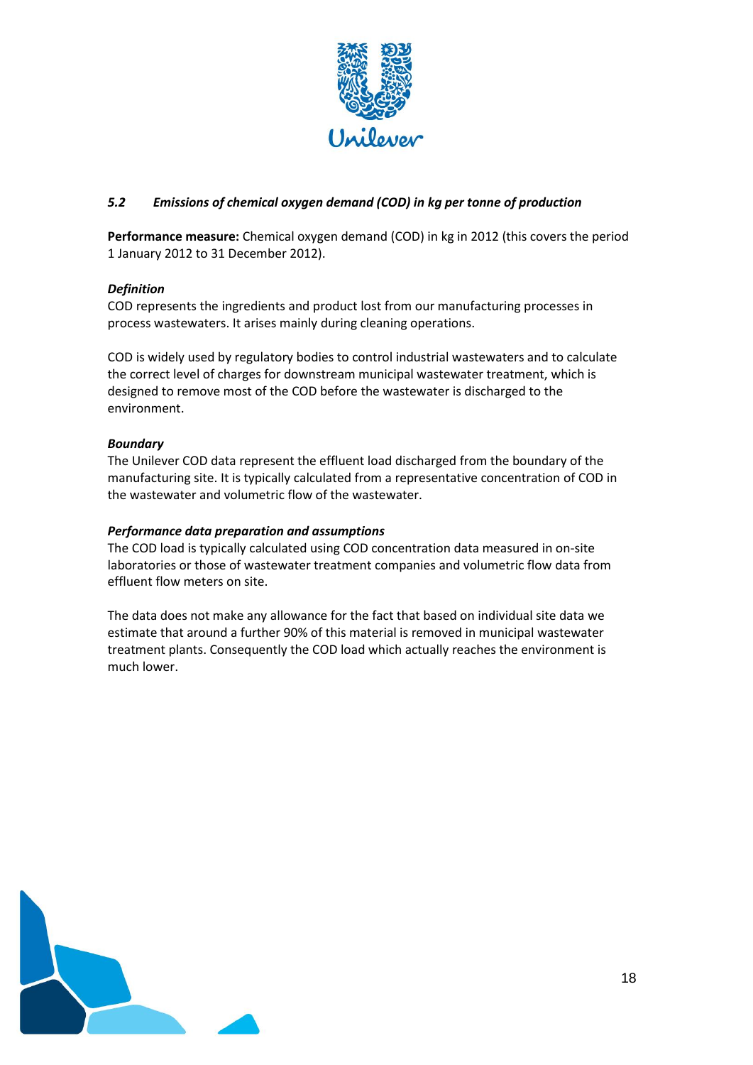### *5.2 Emissions of chemical oxygen demand (COD) in kg per tonne of production*

**Performance measure:** Chemical oxygen demand (COD) in kg in 2012 (this covers the period 1 January 2012 to 31 December 2012).

***Definition***

COD represents the ingredients and product lost from our manufacturing processes in process wastewaters. It arises mainly during cleaning operations.

COD is widely used by regulatory bodies to control industrial wastewaters and to calculate the correct level of charges for downstream municipal wastewater treatment, which is designed to remove most of the COD before the wastewater is discharged to the environment.

***Boundary***

The Unilever COD data represent the effluent load discharged from the boundary of the manufacturing site. It is typically calculated from a representative concentration of COD in the wastewater and volumetric flow of the wastewater.

***Performance data preparation and assumptions***

The COD load is typically calculated using COD concentration data measured in on-site laboratories or those of wastewater treatment companies and volumetric flow data from effluent flow meters on site.

The data does not make any allowance for the fact that based on individual site data we estimate that around a further 90% of this material is removed in municipal wastewater treatment plants. Consequently the COD load which actually reaches the environment is much lower.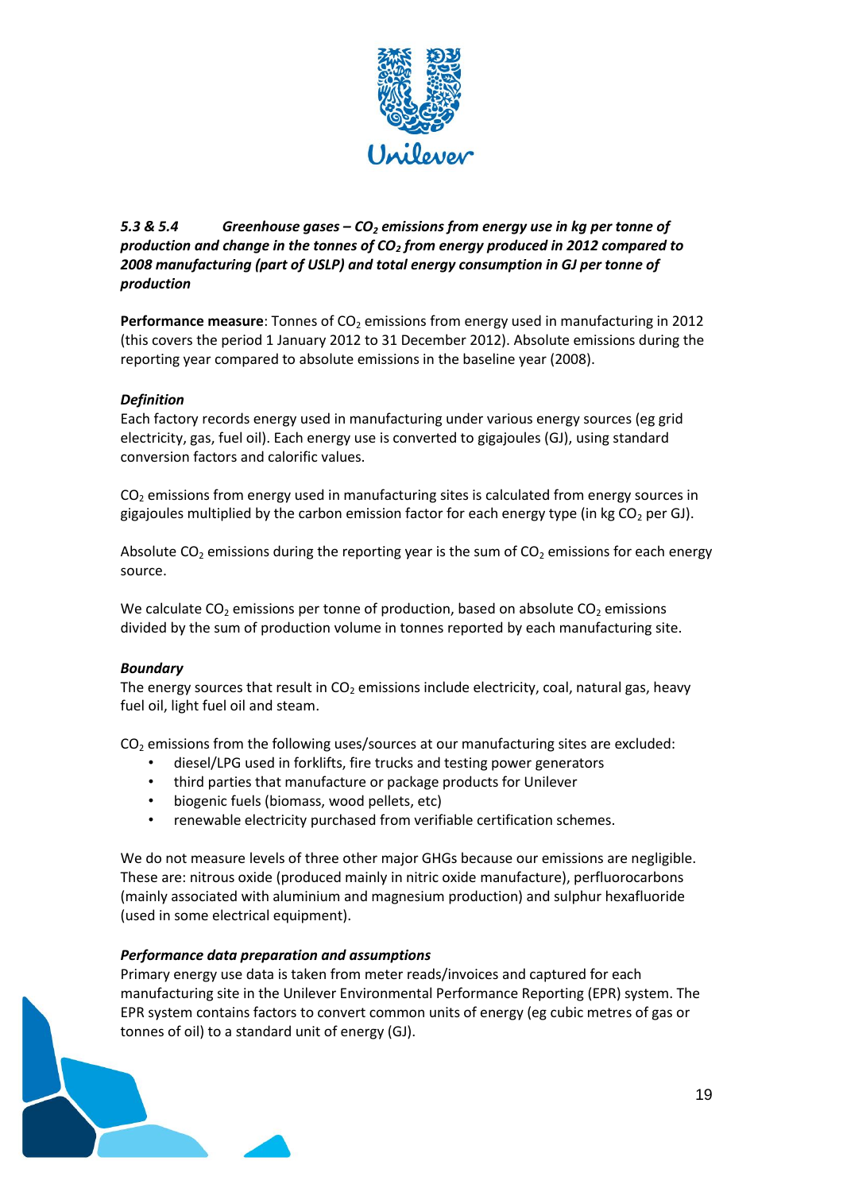### *5.3 & 5.4 Greenhouse gases – $CO_2$ emissions from energy use in kg per tonne of production and change in the tonnes of $CO_2$ from energy produced in 2012 compared to 2008 manufacturing (part of USLP) and total energy consumption in GJ per tonne of production*

**Performance measure**: Tonnes of $CO_2$ emissions from energy used in manufacturing in 2012 (this covers the period 1 January 2012 to 31 December 2012). Absolute emissions during the reporting year compared to absolute emissions in the baseline year (2008).

***Definition***

Each factory records energy used in manufacturing under various energy sources (eg grid electricity, gas, fuel oil). Each energy use is converted to gigajoules (GJ), using standard conversion factors and calorific values.

$CO_2$ emissions from energy used in manufacturing sites is calculated from energy sources in gigajoules multiplied by the carbon emission factor for each energy type (in kg $CO_2$ per GJ).

Absolute $CO_2$ emissions during the reporting year is the sum of $CO_2$ emissions for each energy source.

We calculate $CO_2$ emissions per tonne of production, based on absolute $CO_2$ emissions divided by the sum of production volume in tonnes reported by each manufacturing site.

***Boundary***

The energy sources that result in $CO_2$ emissions include electricity, coal, natural gas, heavy fuel oil, light fuel oil and steam.

$CO_2$ emissions from the following uses/sources at our manufacturing sites are excluded:

- diesel/LPG used in forklifts, fire trucks and testing power generators
- third parties that manufacture or package products for Unilever
- biogenic fuels (biomass, wood pellets, etc)
- renewable electricity purchased from verifiable certification schemes.

We do not measure levels of three other major GHGs because our emissions are negligible. These are: nitrous oxide (produced mainly in nitric oxide manufacture), perfluorocarbons (mainly associated with aluminium and magnesium production) and sulphur hexafluoride (used in some electrical equipment).

***Performance data preparation and assumptions***

Primary energy use data is taken from meter reads/invoices and captured for each manufacturing site in the Unilever Environmental Performance Reporting (EPR) system. The EPR system contains factors to convert common units of energy (eg cubic metres of gas or tonnes of oil) to a standard unit of energy (GJ).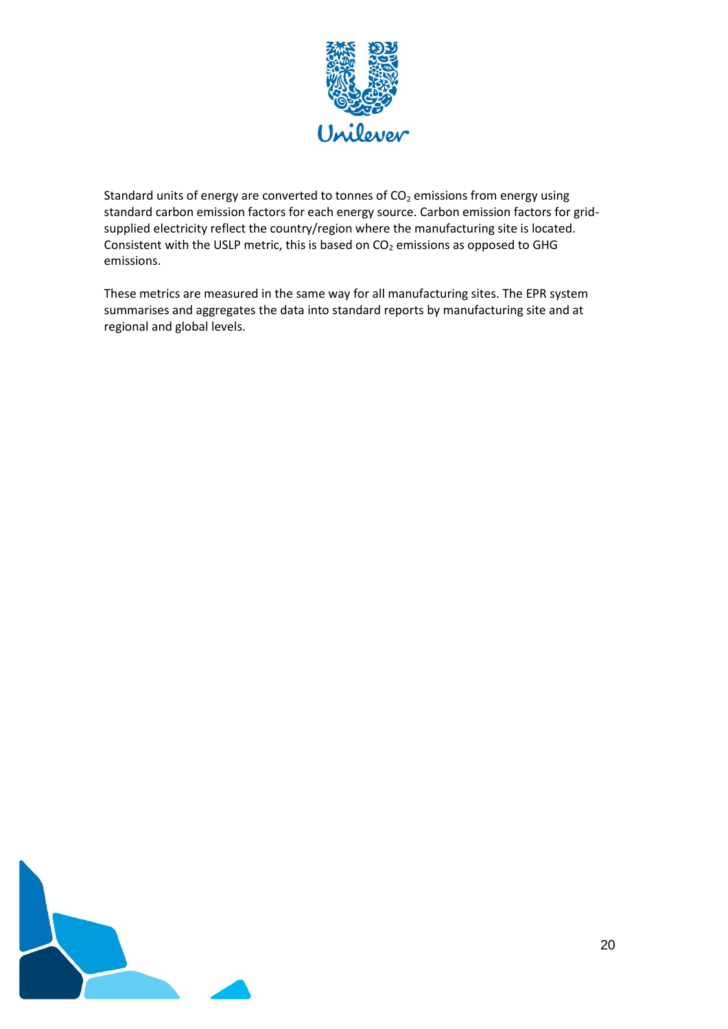Standard units of energy are converted to tonnes of $CO_2$ emissions from energy using standard carbon emission factors for each energy source. Carbon emission factors for grid-supplied electricity reflect the country/region where the manufacturing site is located. Consistent with the USLP metric, this is based on $CO_2$ emissions as opposed to GHG emissions.

These metrics are measured in the same way for all manufacturing sites. The EPR system summarises and aggregates the data into standard reports by manufacturing site and at regional and global levels.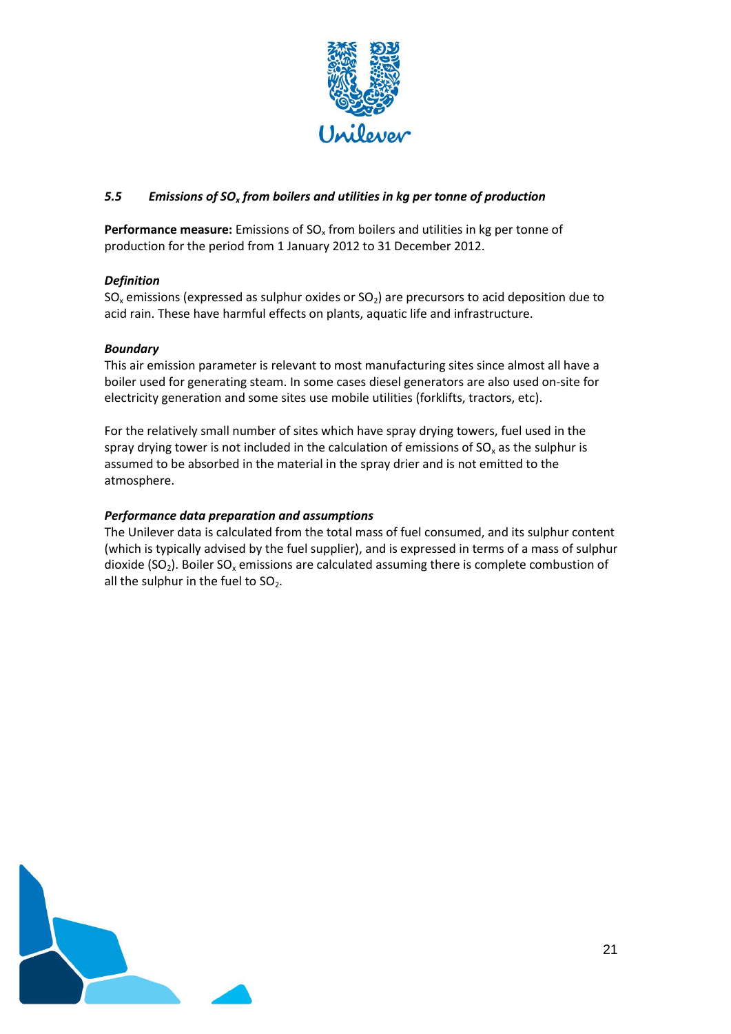### *5.5 Emissions of $SO_x$ from boilers and utilities in kg per tonne of production*

**Performance measure:** Emissions of $SO_x$ from boilers and utilities in kg per tonne of production for the period from 1 January 2012 to 31 December 2012.

***Definition***

$SO_x$ emissions (expressed as sulphur oxides or $SO_2$) are precursors to acid deposition due to acid rain. These have harmful effects on plants, aquatic life and infrastructure.

***Boundary***

This air emission parameter is relevant to most manufacturing sites since almost all have a boiler used for generating steam. In some cases diesel generators are also used on-site for electricity generation and some sites use mobile utilities (forklifts, tractors, etc).

For the relatively small number of sites which have spray drying towers, fuel used in the spray drying tower is not included in the calculation of emissions of $SO_x$ as the sulphur is assumed to be absorbed in the material in the spray drier and is not emitted to the atmosphere.

***Performance data preparation and assumptions***

The Unilever data is calculated from the total mass of fuel consumed, and its sulphur content (which is typically advised by the fuel supplier), and is expressed in terms of a mass of sulphur dioxide ($SO_2$). Boiler $SO_x$ emissions are calculated assuming there is complete combustion of all the sulphur in the fuel to $SO_2$.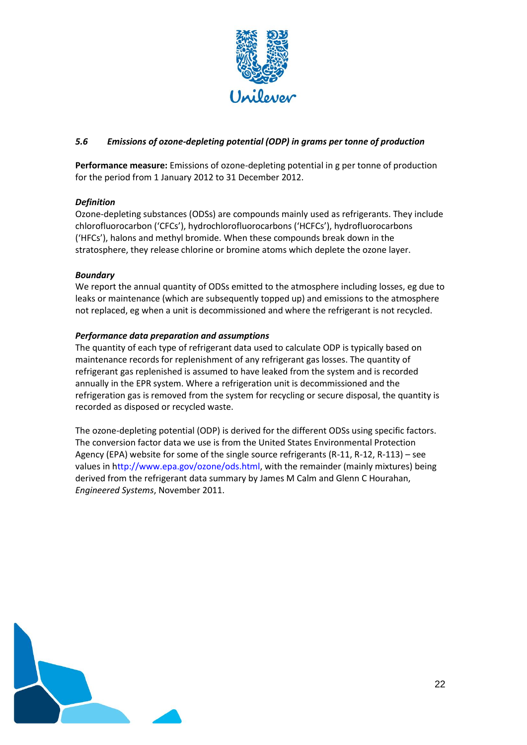### *5.6 Emissions of ozone-depleting potential (ODP) in grams per tonne of production*

**Performance measure:** Emissions of ozone-depleting potential in g per tonne of production for the period from 1 January 2012 to 31 December 2012.

***Definition***

Ozone-depleting substances (ODSs) are compounds mainly used as refrigerants. They include chlorofluorocarbon ('CFCs'), hydrochlorofluorocarbons ('HCFCs'), hydrofluorocarbons ('HFCs'), halons and methyl bromide. When these compounds break down in the stratosphere, they release chlorine or bromine atoms which deplete the ozone layer.

***Boundary***

We report the annual quantity of ODSs emitted to the atmosphere including losses, eg due to leaks or maintenance (which are subsequently topped up) and emissions to the atmosphere not replaced, eg when a unit is decommissioned and where the refrigerant is not recycled.

***Performance data preparation and assumptions***

The quantity of each type of refrigerant data used to calculate ODP is typically based on maintenance records for replenishment of any refrigerant gas losses. The quantity of refrigerant gas replenished is assumed to have leaked from the system and is recorded annually in the EPR system. Where a refrigeration unit is decommissioned and the refrigeration gas is removed from the system for recycling or secure disposal, the quantity is recorded as disposed or recycled waste.

The ozone-depleting potential (ODP) is derived for the different ODSs using specific factors. The conversion factor data we use is from the United States Environmental Protection Agency (EPA) website for some of the single source refrigerants (R-11, R-12, R-113) – see values in http://www.epa.gov/ozone/ods.html, with the remainder (mainly mixtures) being derived from the refrigerant data summary by James M Calm and Glenn C Hourahan, *Engineered Systems*, November 2011.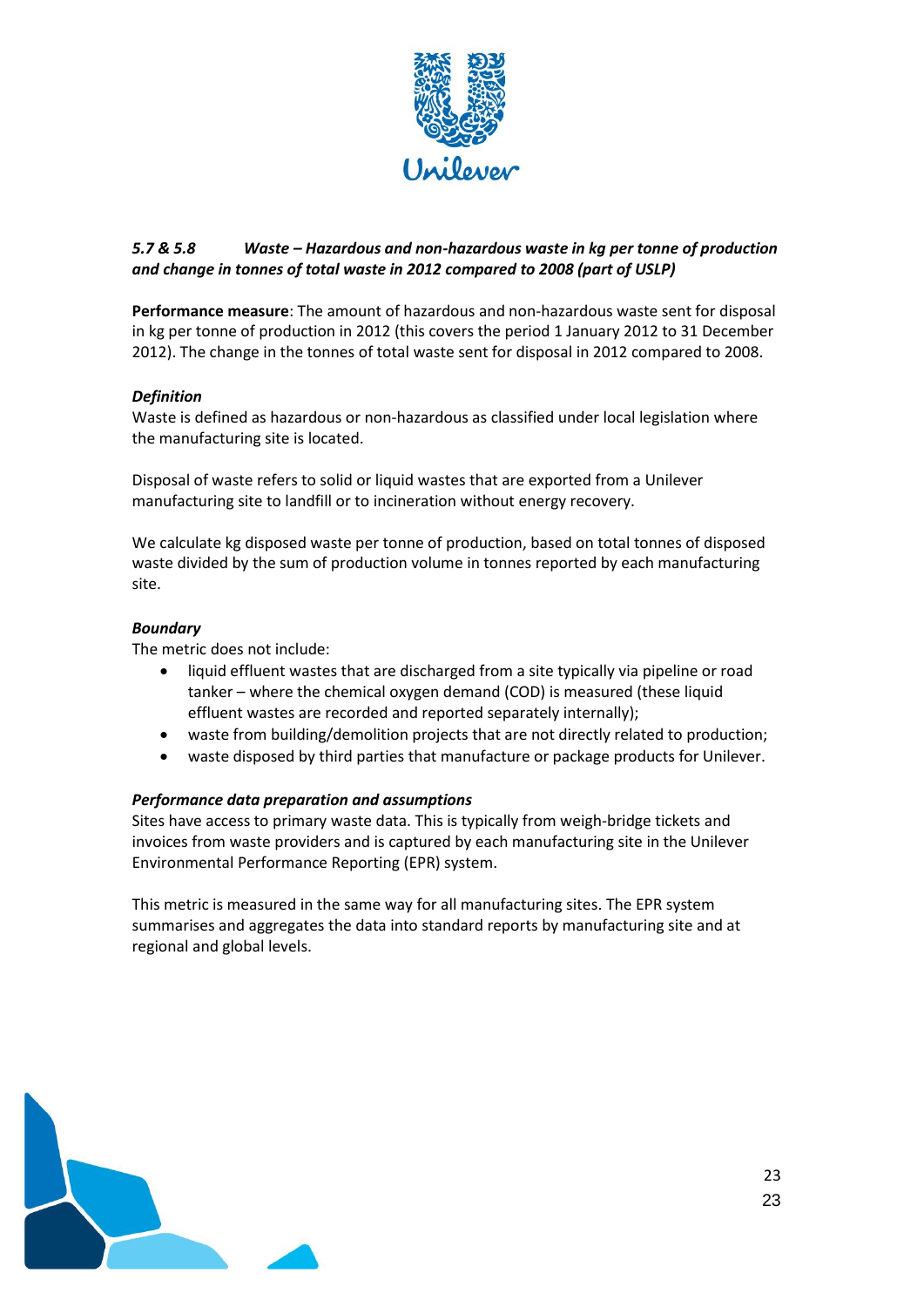### *5.7 & 5.8 Waste – Hazardous and non-hazardous waste in kg per tonne of production and change in tonnes of total waste in 2012 compared to 2008 (part of USLP)*

**Performance measure**: The amount of hazardous and non-hazardous waste sent for disposal in kg per tonne of production in 2012 (this covers the period 1 January 2012 to 31 December 2012). The change in the tonnes of total waste sent for disposal in 2012 compared to 2008.

#### *Definition*

Waste is defined as hazardous or non-hazardous as classified under local legislation where the manufacturing site is located.

Disposal of waste refers to solid or liquid wastes that are exported from a Unilever manufacturing site to landfill or to incineration without energy recovery.

We calculate kg disposed waste per tonne of production, based on total tonnes of disposed waste divided by the sum of production volume in tonnes reported by each manufacturing site.

#### *Boundary*

The metric does not include:

- liquid effluent wastes that are discharged from a site typically via pipeline or road tanker – where the chemical oxygen demand (COD) is measured (these liquid effluent wastes are recorded and reported separately internally);
- waste from building/demolition projects that are not directly related to production;
- waste disposed by third parties that manufacture or package products for Unilever.

#### *Performance data preparation and assumptions*

Sites have access to primary waste data. This is typically from weigh-bridge tickets and invoices from waste providers and is captured by each manufacturing site in the Unilever Environmental Performance Reporting (EPR) system.

This metric is measured in the same way for all manufacturing sites. The EPR system summarises and aggregates the data into standard reports by manufacturing site and at regional and global levels.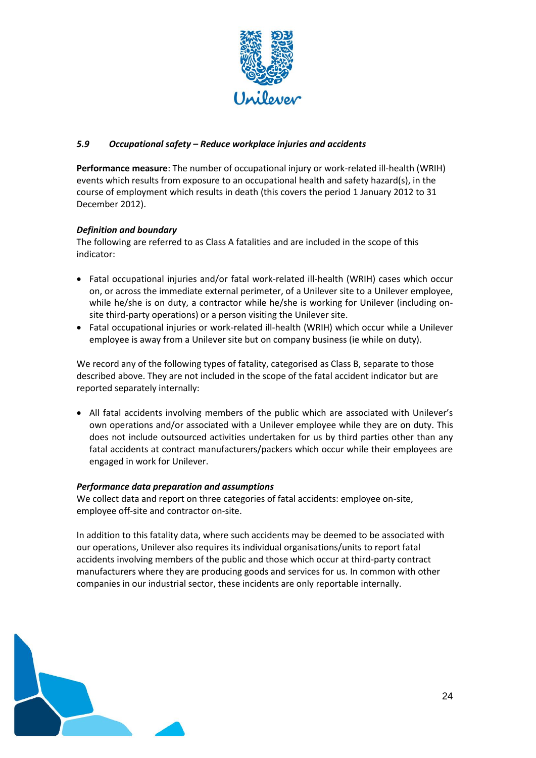### *5.9 Occupational safety – Reduce workplace injuries and accidents*

**Performance measure**: The number of occupational injury or work-related ill-health (WRIH) events which results from exposure to an occupational health and safety hazard(s), in the course of employment which results in death (this covers the period 1 January 2012 to 31 December 2012).

***Definition and boundary***

The following are referred to as Class A fatalities and are included in the scope of this indicator:

- Fatal occupational injuries and/or fatal work-related ill-health (WRIH) cases which occur on, or across the immediate external perimeter, of a Unilever site to a Unilever employee, while he/she is on duty, a contractor while he/she is working for Unilever (including on-site third-party operations) or a person visiting the Unilever site.
- Fatal occupational injuries or work-related ill-health (WRIH) which occur while a Unilever employee is away from a Unilever site but on company business (ie while on duty).

We record any of the following types of fatality, categorised as Class B, separate to those described above. They are not included in the scope of the fatal accident indicator but are reported separately internally:

- All fatal accidents involving members of the public which are associated with Unilever's own operations and/or associated with a Unilever employee while they are on duty. This does not include outsourced activities undertaken for us by third parties other than any fatal accidents at contract manufacturers/packers which occur while their employees are engaged in work for Unilever.

***Performance data preparation and assumptions***

We collect data and report on three categories of fatal accidents: employee on-site, employee off-site and contractor on-site.

In addition to this fatality data, where such accidents may be deemed to be associated with our operations, Unilever also requires its individual organisations/units to report fatal accidents involving members of the public and those which occur at third-party contract manufacturers where they are producing goods and services for us. In common with other companies in our industrial sector, these incidents are only reportable internally.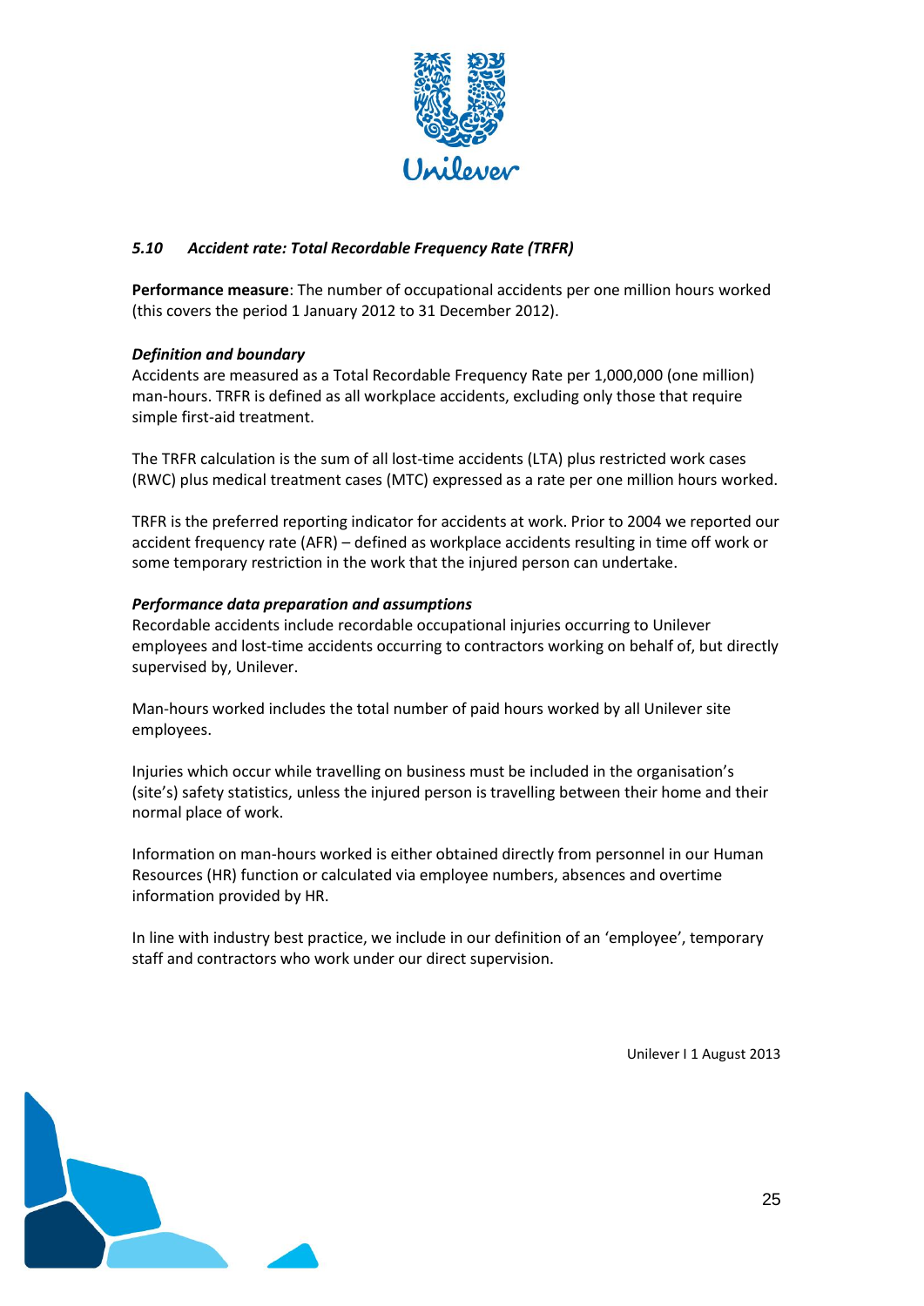### *5.10 Accident rate: Total Recordable Frequency Rate (TRFR)*

**Performance measure**: The number of occupational accidents per one million hours worked (this covers the period 1 January 2012 to 31 December 2012).

***Definition and boundary***

Accidents are measured as a Total Recordable Frequency Rate per 1,000,000 (one million) man-hours. TRFR is defined as all workplace accidents, excluding only those that require simple first-aid treatment.

The TRFR calculation is the sum of all lost-time accidents (LTA) plus restricted work cases (RWC) plus medical treatment cases (MTC) expressed as a rate per one million hours worked.

TRFR is the preferred reporting indicator for accidents at work. Prior to 2004 we reported our accident frequency rate (AFR) – defined as workplace accidents resulting in time off work or some temporary restriction in the work that the injured person can undertake.

***Performance data preparation and assumptions***

Recordable accidents include recordable occupational injuries occurring to Unilever employees and lost-time accidents occurring to contractors working on behalf of, but directly supervised by, Unilever.

Man-hours worked includes the total number of paid hours worked by all Unilever site employees.

Injuries which occur while travelling on business must be included in the organisation's (site's) safety statistics, unless the injured person is travelling between their home and their normal place of work.

Information on man-hours worked is either obtained directly from personnel in our Human Resources (HR) function or calculated via employee numbers, absences and overtime information provided by HR.

In line with industry best practice, we include in our definition of an 'employee', temporary staff and contractors who work under our direct supervision.